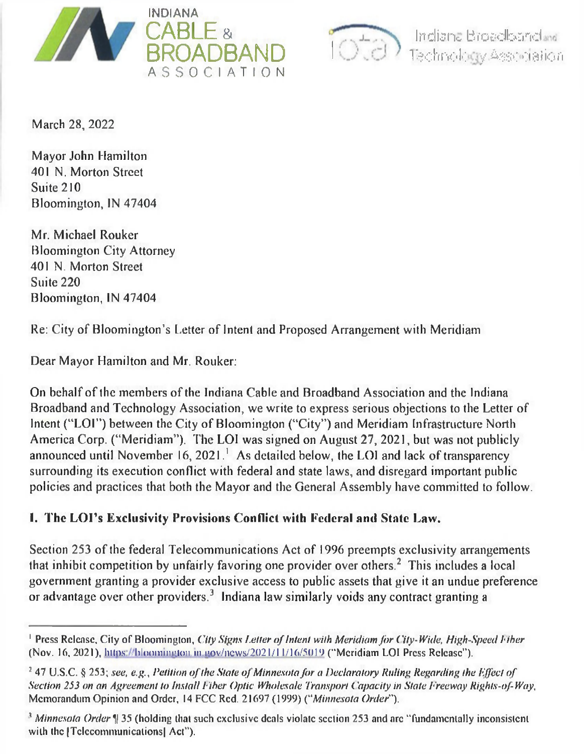INDIANA CABLE & BROADBAND ASSOCIATION

Indiana Broadband and Technology Association

March 28, 2022

Mayor John Hamilton
401 N. Morton Street
Suite 210
Bloomington, IN 47404

Mr. Michael Rouker
Bloomington City Attorney
401 N. Morton Street
Suite 220
Bloomington, IN 47404

Re: City of Bloomington's Letter of Intent and Proposed Arrangement with Meridiam

Dear Mayor Hamilton and Mr. Rouker:

On behalf of the members of the Indiana Cable and Broadband Association and the Indiana Broadband and Technology Association, we write to express serious objections to the Letter of Intent ("LOI") between the City of Bloomington ("City") and Meridiam Infrastructure North America Corp. ("Meridiam"). The LOI was signed on August 27, 2021, but was not publicly announced until November 16, 2021.[1] As detailed below, the LOI and lack of transparency surrounding its execution conflict with federal and state laws, and disregard important public policies and practices that both the Mayor and the General Assembly have committed to follow.

## I. The LOI's Exclusivity Provisions Conflict with Federal and State Law.

Section 253 of the federal Telecommunications Act of 1996 preempts exclusivity arrangements that inhibit competition by unfairly favoring one provider over others.[2] This includes a local government granting a provider exclusive access to public assets that give it an undue preference or advantage over other providers.[3] Indiana law similarly voids any contract granting a

---

[1] Press Release, City of Bloomington, *City Signs Letter of Intent with Meridiam for City-Wide, High-Speed Fiber* (Nov. 16, 2021), https://bloomington.in.gov/news/2021/11/16/5019 ("Meridiam LOI Press Release").

[2] 47 U.S.C. § 253; *see, e.g.*, *Petition of the State of Minnesota for a Declaratory Ruling Regarding the Effect of Section 253 on an Agreement to Install Fiber Optic Wholesale Transport Capacity in State Freeway Rights-of-Way*, Memorandum Opinion and Order, 14 FCC Rcd. 21697 (1999) ("*Minnesota Order*").

[3] *Minnesota Order* ¶ 35 (holding that such exclusive deals violate section 253 and are "fundamentally inconsistent with the [Telecommunications] Act").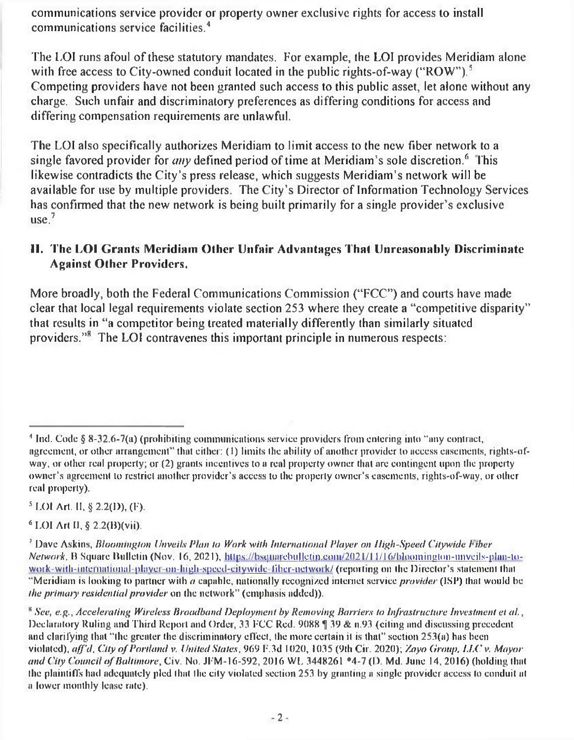communications service provider or property owner exclusive rights for access to install communications service facilities.[4]

The LOI runs afoul of these statutory mandates. For example, the LOI provides Meridiam alone with free access to City-owned conduit located in the public rights-of-way ("ROW").[5] Competing providers have not been granted such access to this public asset, let alone without any charge. Such unfair and discriminatory preferences as differing conditions for access and differing compensation requirements are unlawful.

The LOI also specifically authorizes Meridiam to limit access to the new fiber network to a single favored provider for *any* defined period of time at Meridiam's sole discretion.[6] This likewise contradicts the City's press release, which suggests Meridiam's network will be available for use by multiple providers. The City's Director of Information Technology Services has confirmed that the new network is being built primarily for a single provider's exclusive use.[7]

## II. The LOI Grants Meridiam Other Unfair Advantages That Unreasonably Discriminate Against Other Providers.

More broadly, both the Federal Communications Commission ("FCC") and courts have made clear that local legal requirements violate section 253 where they create a "competitive disparity" that results in "a competitor being treated materially differently than similarly situated providers."[8] The LOI contravenes this important principle in numerous respects:

---

[4] Ind. Code § 8-32.6-7(a) (prohibiting communications service providers from entering into "any contract, agreement, or other arrangement" that either: (1) limits the ability of another provider to access easements, rights-of-way, or other real property; or (2) grants incentives to a real property owner that are contingent upon the property owner's agreement to restrict another provider's access to the property owner's easements, rights-of-way, or other real property).

[5] LOI Art. II, § 2.2(D), (F).

[6] LOI Art II, § 2.2(B)(vii).

[7] Dave Askins, *Bloomington Unveils Plan to Work with International Player on High-Speed Citywide Fiber Network*, B Square Bulletin (Nov. 16, 2021), https://bsquarebulletin.com/2021/11/16/bloomington-unveils-plan-to-work-with-international-player-on-high-speed-citywide-fiber-network/ (reporting on the Director's statement that "Meridiam is looking to partner with *a* capable, nationally recognized internet service *provider* (ISP) that would be *the primary residential provider* on the network" (emphasis added)).

[8] *See, e.g.*, *Accelerating Wireless Broadband Deployment by Removing Barriers to Infrastructure Investment et al.*, Declaratory Ruling and Third Report and Order, 33 FCC Rcd. 9088 ¶ 39 & n.93 (citing and discussing precedent and clarifying that "the greater the discriminatory effect, the more certain it is that" section 253(a) has been violated), *aff'd*, *City of Portland v. United States*, 969 F.3d 1020, 1035 (9th Cir. 2020); *Zayo Group, LLC v. Mayor and City Council of Baltimore*, Civ. No. JFM-16-592, 2016 WL 3448261 *4-7 (D. Md. June 14, 2016) (holding that the plaintiffs had adequately pled that the city violated section 253 by granting a single provider access to conduit at a lower monthly lease rate).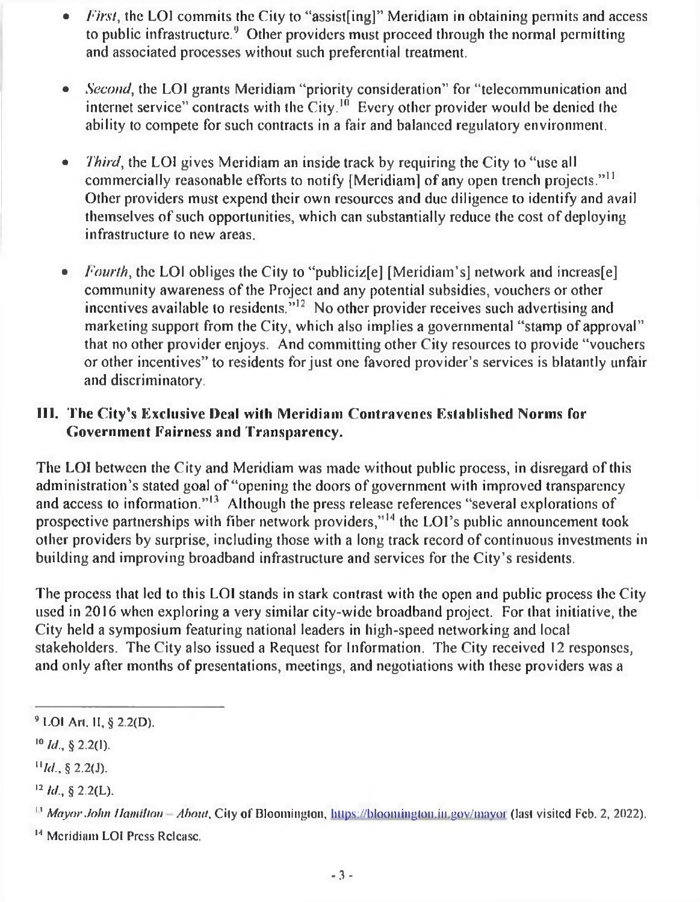- *First*, the LOI commits the City to "assist[ing]" Meridiam in obtaining permits and access to public infrastructure.[9] Other providers must proceed through the normal permitting and associated processes without such preferential treatment.

- *Second*, the LOI grants Meridiam "priority consideration" for "telecommunication and internet service" contracts with the City.[10] Every other provider would be denied the ability to compete for such contracts in a fair and balanced regulatory environment.

- *Third*, the LOI gives Meridiam an inside track by requiring the City to "use all commercially reasonable efforts to notify [Meridiam] of any open trench projects."[11] Other providers must expend their own resources and due diligence to identify and avail themselves of such opportunities, which can substantially reduce the cost of deploying infrastructure to new areas.

- *Fourth*, the LOI obliges the City to "publiciz[e] [Meridiam's] network and increas[e] community awareness of the Project and any potential subsidies, vouchers or other incentives available to residents."[12] No other provider receives such advertising and marketing support from the City, which also implies a governmental "stamp of approval" that no other provider enjoys. And committing other City resources to provide "vouchers or other incentives" to residents for just one favored provider's services is blatantly unfair and discriminatory.

## III. The City's Exclusive Deal with Meridiam Contravenes Established Norms for Government Fairness and Transparency.

The LOI between the City and Meridiam was made without public process, in disregard of this administration's stated goal of "opening the doors of government with improved transparency and access to information."[13] Although the press release references "several explorations of prospective partnerships with fiber network providers,"[14] the LOI's public announcement took other providers by surprise, including those with a long track record of continuous investments in building and improving broadband infrastructure and services for the City's residents.

The process that led to this LOI stands in stark contrast with the open and public process the City used in 2016 when exploring a very similar city-wide broadband project. For that initiative, the City held a symposium featuring national leaders in high-speed networking and local stakeholders. The City also issued a Request for Information. The City received 12 responses, and only after months of presentations, meetings, and negotiations with these providers was a

---

[9] LOI Art. II, § 2.2(D).

[10] *Id.*, § 2.2(I).

[11] *Id.*, § 2.2(J).

[12] *Id.*, § 2.2(L).

[13] *Mayor John Hamilton – About*, City of Bloomington, https://bloomington.in.gov/mayor (last visited Feb. 2, 2022).

[14] Meridiam LOI Press Release.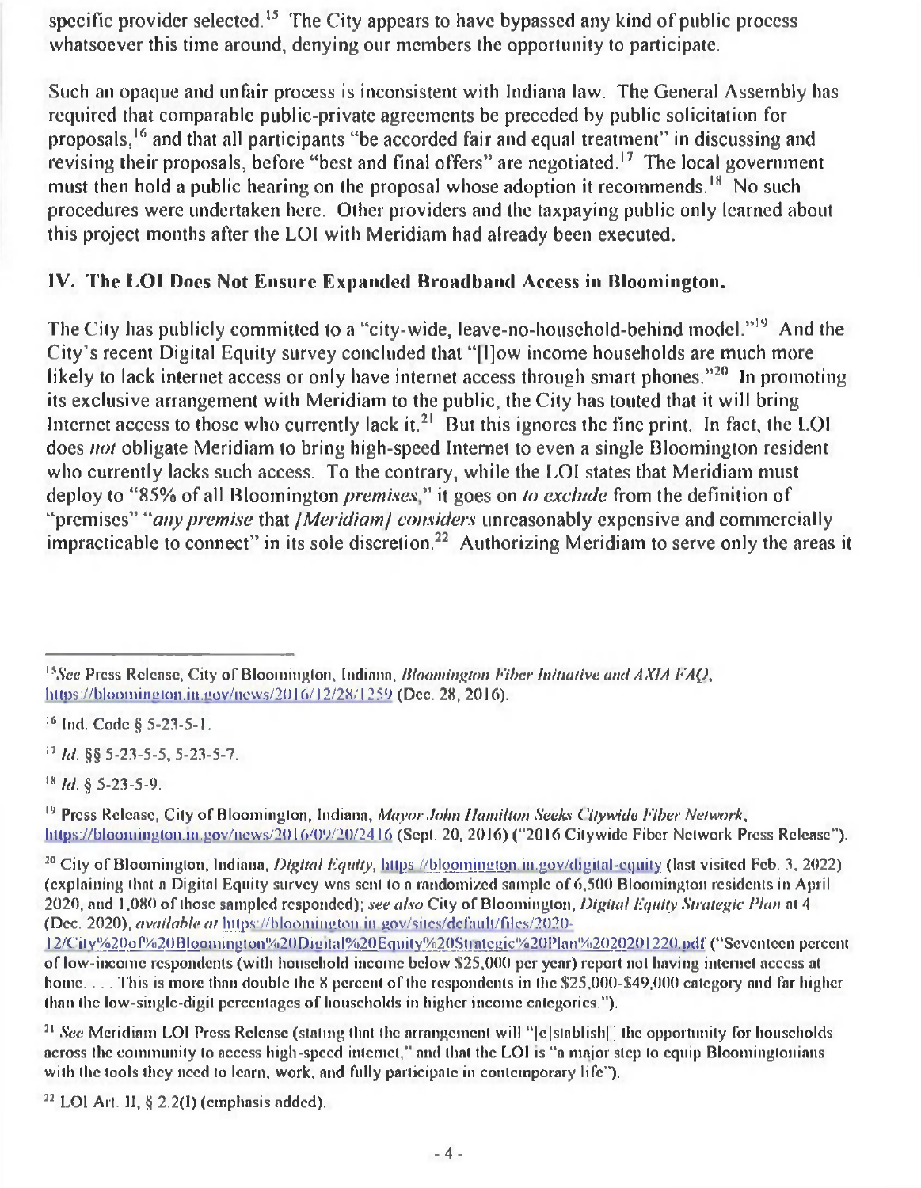specific provider selected.[15] The City appears to have bypassed any kind of public process whatsoever this time around, denying our members the opportunity to participate.

Such an opaque and unfair process is inconsistent with Indiana law. The General Assembly has required that comparable public-private agreements be preceded by public solicitation for proposals,[16] and that all participants "be accorded fair and equal treatment" in discussing and revising their proposals, before "best and final offers" are negotiated.[17] The local government must then hold a public hearing on the proposal whose adoption it recommends.[18] No such procedures were undertaken here. Other providers and the taxpaying public only learned about this project months after the LOI with Meridiam had already been executed.

## IV. The LOI Does Not Ensure Expanded Broadband Access in Bloomington.

The City has publicly committed to a "city-wide, leave-no-household-behind model."[19] And the City's recent Digital Equity survey concluded that "[l]ow income households are much more likely to lack internet access or only have internet access through smart phones."[20] In promoting its exclusive arrangement with Meridiam to the public, the City has touted that it will bring Internet access to those who currently lack it.[21] But this ignores the fine print. In fact, the LOI does *not* obligate Meridiam to bring high-speed Internet to even a single Bloomington resident who currently lacks such access. To the contrary, while the LOI states that Meridiam must deploy to "85% of all Bloomington *premises*," it goes on *to exclude* from the definition of "premises" "*any premise* that *[Meridiam] considers* unreasonably expensive and commercially impracticable to connect" in its sole discretion.[22] Authorizing Meridiam to serve only the areas it

---

[15] *See* Press Release, City of Bloomington, Indiana, *Bloomington Fiber Initiative and AXIA FAQ*, https://bloomington.in.gov/news/2016/12/28/1259 (Dec. 28, 2016).

[16] Ind. Code § 5-23-5-1.

[17] *Id.* §§ 5-23-5-5, 5-23-5-7.

[18] *Id.* § 5-23-5-9.

[19] Press Release, City of Bloomington, Indiana, *Mayor John Hamilton Seeks Citywide Fiber Network*, https://bloomington.in.gov/news/2016/09/20/2416 (Sept. 20, 2016) ("2016 Citywide Fiber Network Press Release").

[20] City of Bloomington, Indiana, *Digital Equity*, https://bloomington.in.gov/digital-equity (last visited Feb. 3, 2022) (explaining that a Digital Equity survey was sent to a randomized sample of 6,500 Bloomington residents in April 2020, and 1,080 of those sampled responded); *see also* City of Bloomington, *Digital Equity Strategic Plan* at 4 (Dec. 2020), *available at* https://bloomington.in.gov/sites/default/files/2020-12/City%20of%20Bloomington%20Digital%20Equity%20Strategic%20Plan%2020201220.pdf ("Seventeen percent of low-income respondents (with household income below $25,000 per year) report not having internet access at home. . . . This is more than double the 8 percent of the respondents in the $25,000-$49,000 category and far higher than the low-single-digit percentages of households in higher income categories.").

[21] *See* Meridiam LOI Press Release (stating that the arrangement will "[e]stablish[] the opportunity for households across the community to access high-speed internet," and that the LOI is "a major step to equip Bloomingtonians with the tools they need to learn, work, and fully participate in contemporary life").

[22] LOI Art. II, § 2.2(I) (emphasis added).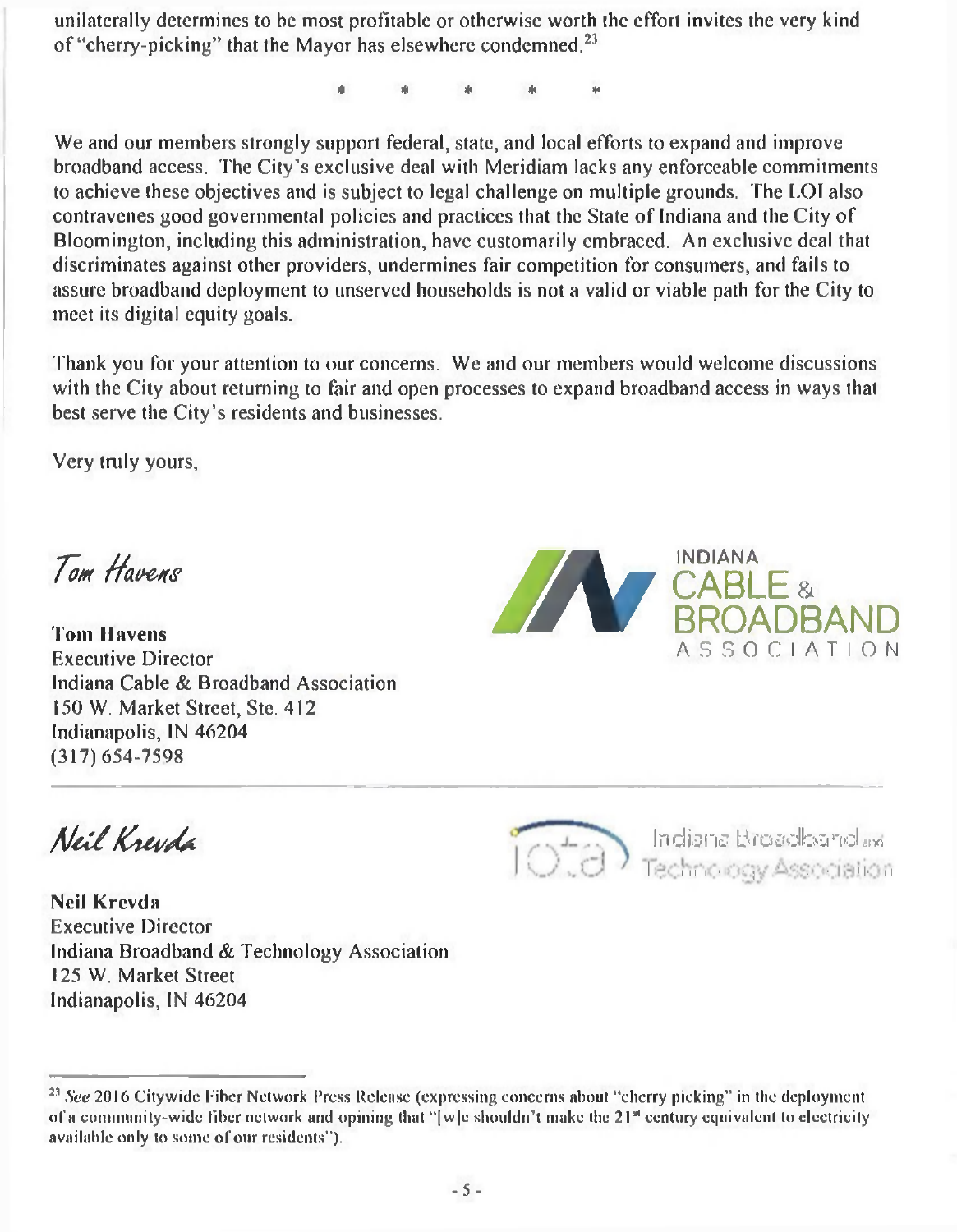unilaterally determines to be most profitable or otherwise worth the effort invites the very kind of "cherry-picking" that the Mayor has elsewhere condemned.[23]

\* \* \* \* \*

We and our members strongly support federal, state, and local efforts to expand and improve broadband access. The City's exclusive deal with Meridiam lacks any enforceable commitments to achieve these objectives and is subject to legal challenge on multiple grounds. The LOI also contravenes good governmental policies and practices that the State of Indiana and the City of Bloomington, including this administration, have customarily embraced. An exclusive deal that discriminates against other providers, undermines fair competition for consumers, and fails to assure broadband deployment to unserved households is not a valid or viable path for the City to meet its digital equity goals.

Thank you for your attention to our concerns. We and our members would welcome discussions with the City about returning to fair and open processes to expand broadband access in ways that best serve the City's residents and businesses.

Very truly yours,

*Tom Havens*

**Tom Havens**
Executive Director
Indiana Cable & Broadband Association
150 W. Market Street, Ste. 412
Indianapolis, IN 46204
(317) 654-7598

INDIANA CABLE & BROADBAND ASSOCIATION

*Neil Krevda*

**Neil Krevda**
Executive Director
Indiana Broadband & Technology Association
125 W. Market Street
Indianapolis, IN 46204

iota Indiana Broadband and Technology Association

---

[23] *See* 2016 Citywide Fiber Network Press Release (expressing concerns about "cherry picking" in the deployment of a community-wide fiber network and opining that "[w]e shouldn't make the 21st century equivalent to electricity available only to some of our residents").